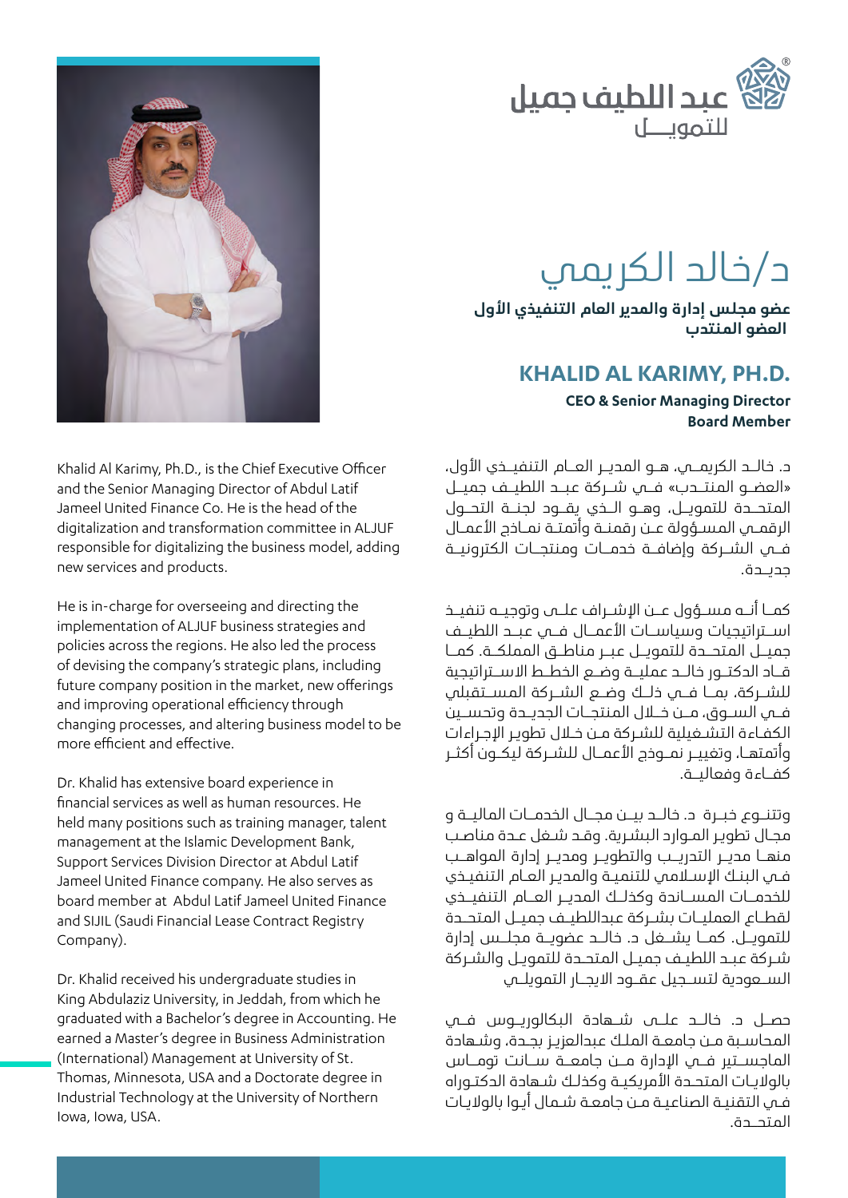عبد اللطيف جميل
للتمويـــل

# د/خالد الكريمي

**عضو مجلس إدارة والمدير العام التنفيذي الأول**
**العضو المنتدب**

## KHALID AL KARIMY, PH.D.

**CEO & Senior Managing Director**
**Board Member**

د. خالـد الكريمـي، هـو المديـر العـام التنفيـذي الأول، «العضـو المنتـدب» فـي شـركة عبـد اللطيـف جميـل المتحـدة للتمويـل، وهـو الـذي يقـود لجنـة التحـول الرقمـي المسـؤولة عـن رقمنـة وأتمتـة نمـاذج الأعمـال فـي الشـركة وإضافـة خدمـات ومنتجـات الكترونيـة جديـدة.

كمـا أنـه مسـؤول عـن الإشـراف علـى وتوجيـه تنفيـذ اسـتراتيجيات وسياسـات الأعمـال فـي عبـد اللطيـف جميـل المتحـدة للتمويـل عبـر مناطـق المملكـة. كمـا قـاد الدكتـور خالـد عمليـة وضـع الخطـط الاسـتراتيجية للشـركة، بمـا فـي ذلـك وضـع الشـركة المسـتقبلي فـي السـوق، مـن خـلال المنتجـات الجديـدة وتحسـين الكفـاءة التشـغيلية للشـركة مـن خـلال تطويـر الإجـراءات وأتمتهـا، وتغييـر نمـوذج الأعمـال للشـركة ليكـون أكثـر كفـاءة وفعاليـة.

وتتنـوع خبـرة د. خالـد بيـن مجـال الخدمـات الماليـة و مجـال تطويـر المـوارد البشـرية. وقـد شـغل عـدة مناصـب منهـا مديـر التدريـب والتطويـر ومديـر إدارة المواهـب فـي البنـك الإسـلامي للتنميـة والمديـر العـام التنفيـذي للخدمـات المسـاندة وكذلـك المديـر العـام التنفيـذي لقطـاع العمليـات بشـركة عبداللطيـف جميـل المتحـدة للتمويـل. كمـا يشـغل د. خالـد عضويـة مجلـس إدارة شـركة عبـد اللطيـف جميـل المتحـدة للتمويـل والشـركة السـعودية لتسـجيل عقـود الايجـار التمويلـي

حصـل د. خالـد علـى شـهادة البكالوريـوس فـي المحاسـبة مـن جامعـة الملـك عبدالعزيـز بجـدة، وشـهادة الماجسـتير فـي الإدارة مـن جامعـة سـانت تومـاس بالولايـات المتحـدة الأمريكيـة وكذلـك شـهادة الدكتـوراه فـي التقنيـة الصناعيـة مـن جامعـة شـمال أيـوا بالولايـات المتحـدة.

Khalid Al Karimy, Ph.D., is the Chief Executive Officer and the Senior Managing Director of Abdul Latif Jameel United Finance Co. He is the head of the digitalization and transformation committee in ALJUF responsible for digitalizing the business model, adding new services and products.

He is in-charge for overseeing and directing the implementation of ALJUF business strategies and policies across the regions. He also led the process of devising the company's strategic plans, including future company position in the market, new offerings and improving operational efficiency through changing processes, and altering business model to be more efficient and effective.

Dr. Khalid has extensive board experience in financial services as well as human resources. He held many positions such as training manager, talent management at the Islamic Development Bank, Support Services Division Director at Abdul Latif Jameel United Finance company. He also serves as board member at Abdul Latif Jameel United Finance and SIJIL (Saudi Financial Lease Contract Registry Company).

Dr. Khalid received his undergraduate studies in King Abdulaziz University, in Jeddah, from which he graduated with a Bachelor's degree in Accounting. He earned a Master's degree in Business Administration (International) Management at University of St. Thomas, Minnesota, USA and a Doctorate degree in Industrial Technology at the University of Northern Iowa, Iowa, USA.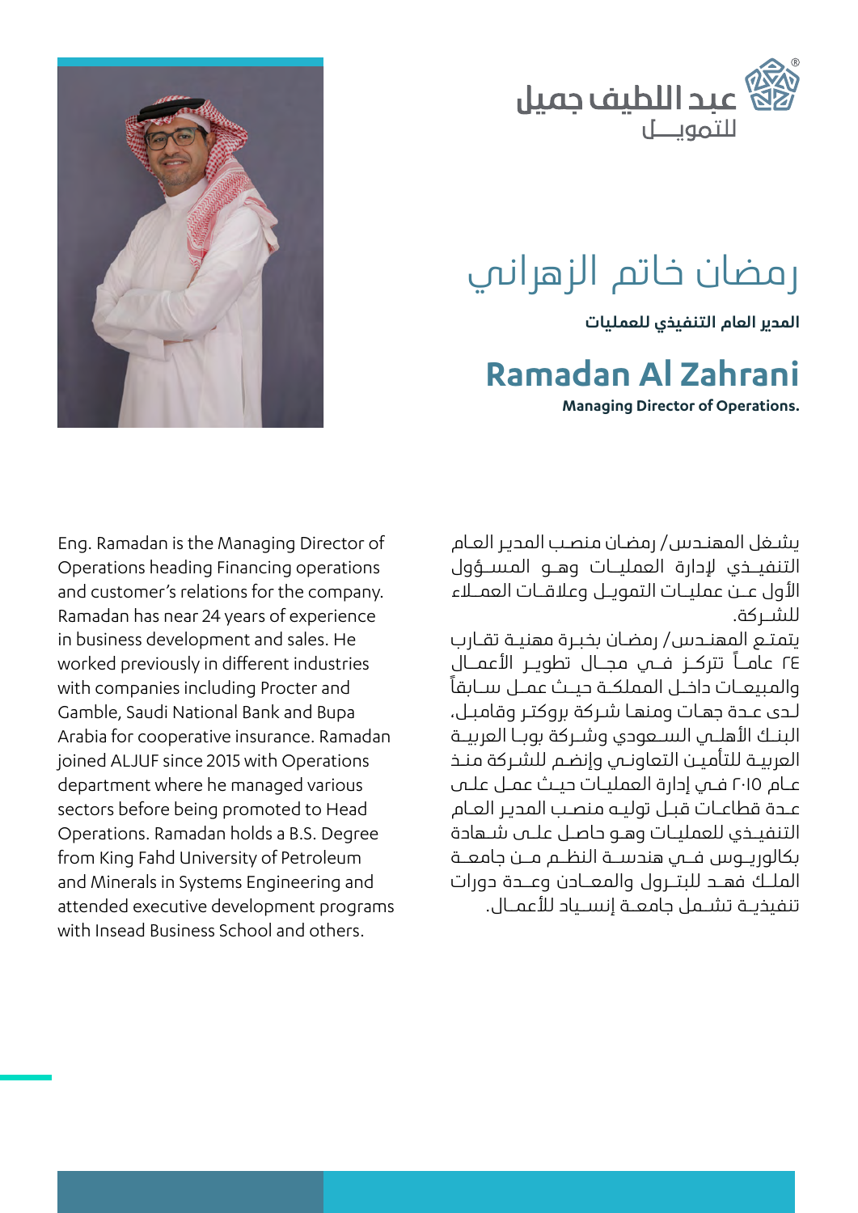عبد اللطيف جميل للتمويل

# رمضان خاتم الزهراني

**المدير العام التنفيذي للعمليات**

# Ramadan Al Zahrani

**Managing Director of Operations.**

يشغل المهندس/ رمضان منصب المدير العام التنفيذي لإدارة العمليات وهو المسؤول الأول عن عمليات التمويل وعلاقات العملاء للشركة.

يتمتع المهندس/ رمضان بخبرة مهنية تقارب ٢٤ عاماً تتركز في مجال تطوير الأعمال والمبيعات داخل المملكة حيث عمل سابقاً لدى عدة جهات ومنها شركة بروكتر وقامبل، البنك الأهلي السعودي وشركة بوبا العربية العربية للتأمين التعاوني وإنضم للشركة منذ عام ٢٠١٥ في إدارة العمليات حيث عمل على عدة قطاعات قبل توليه منصب المدير العام التنفيذي للعمليات وهو حاصل على شهادة بكالوريوس في هندسة النظم من جامعة الملك فهد للبترول والمعادن وعدة دورات تنفيذية تشمل جامعة إنسياد للأعمال.

Eng. Ramadan is the Managing Director of Operations heading Financing operations and customer's relations for the company. Ramadan has near 24 years of experience in business development and sales. He worked previously in different industries with companies including Procter and Gamble, Saudi National Bank and Bupa Arabia for cooperative insurance. Ramadan joined ALJUF since 2015 with Operations department where he managed various sectors before being promoted to Head Operations. Ramadan holds a B.S. Degree from King Fahd University of Petroleum and Minerals in Systems Engineering and attended executive development programs with Insead Business School and others.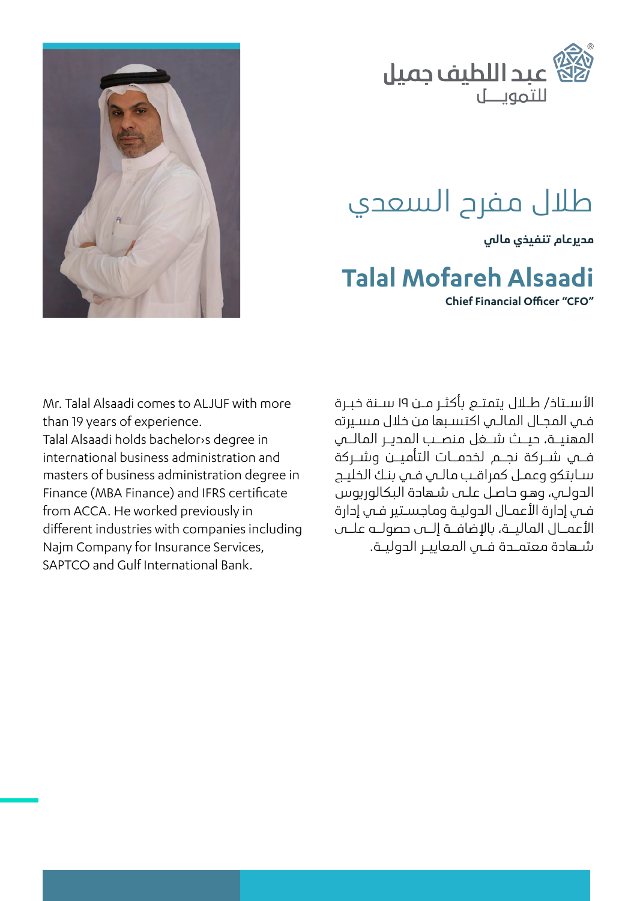عبد اللطيف جميل للتمويـــل

# طلال مفرح السعدي

**مديرعام تنفيذي مالي**

# Talal Mofareh Alsaadi

**Chief Financial Officer "CFO"**

الأسـتاذ/ طـلال يتمـتع بأكثـر مـن ١٩ سـنة خبـرة فـي المجـال المالـي اكتسبها من خلال مسـيرته المهنيـة، حيـث شـغل منصـب المديـر المالـي فـي شـركة نجـم لخدمـات التأميـن وشـركة سـابتكو وعمـل كمراقـب مالـي فـي بنـك الخليـج الدولـي، وهـو حاصـل علـى شـهادة البكالوريوس فـي إدارة الأعمـال الدوليـة وماجسـتير فـي إدارة الأعمــال الماليــة، بالإضافــة إلــى حصولــه علــى شـهادة معتمـدة فـي المعاييـر الدوليـة.

Mr. Talal Alsaadi comes to ALJUF with more than 19 years of experience.
Talal Alsaadi holds bachelor›s degree in international business administration and masters of business administration degree in Finance (MBA Finance) and IFRS certificate from ACCA. He worked previously in different industries with companies including Najm Company for Insurance Services, SAPTCO and Gulf International Bank.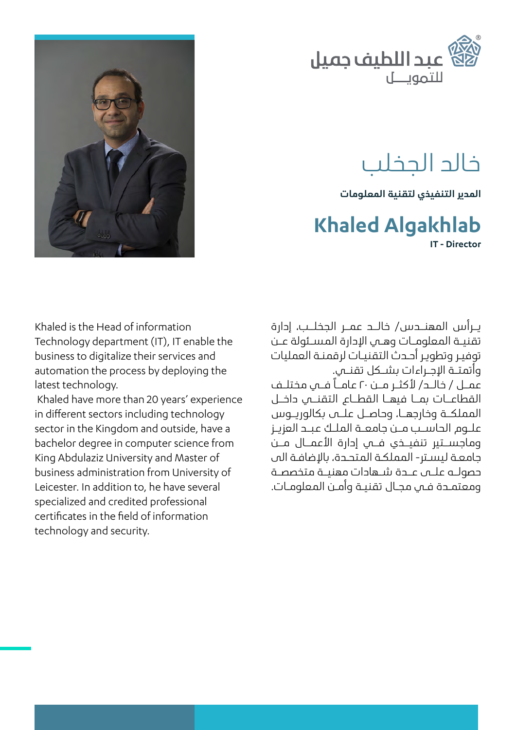عبد اللطيف جميل
للتمويــل

# خالد الجخلب

**المدير التنفيذي لتقنية المعلومات**

# Khaled Algakhlab

**IT - Director**

يـرأس المهنـدس/ خالـد عمـر الجخلـب، إدارة تقنيـة المعلومـات وهـي الإدارة المسـئولة عـن توفيـر وتطويـر أحـدث التقنيـات لرقمنـة العمليات وأتمتـة الإجـراءات بشـكل تقنـي.
عمـل / خالـد/ لأكثـر مـن ٢٠ عامـاً فـي مختلـف القطاعـات بمـا فيهـا القطـاع التقنـي داخـل المملكـة وخارجهـا، وحاصـل علـى بكالوريـوس علـوم الحاسـب مـن جامعـة الملـك عبـد العزيـز وماجسـتير تنفيـذي فـي إدارة الأعمـال مـن جامعـة ليسـتر- المملكـة المتحـدة، بالإضافة الى حصولـه علـى عـدة شـهادات مهنيـة متخصصـة ومعتمـدة فـي مجـال تقنيـة وأمـن المعلومـات.

Khaled is the Head of information Technology department (IT), IT enable the business to digitalize their services and automation the process by deploying the latest technology.
Khaled have more than 20 years' experience in different sectors including technology sector in the Kingdom and outside, have a bachelor degree in computer science from King Abdulaziz University and Master of business administration from University of Leicester. In addition to, he have several specialized and credited professional certificates in the field of information technology and security.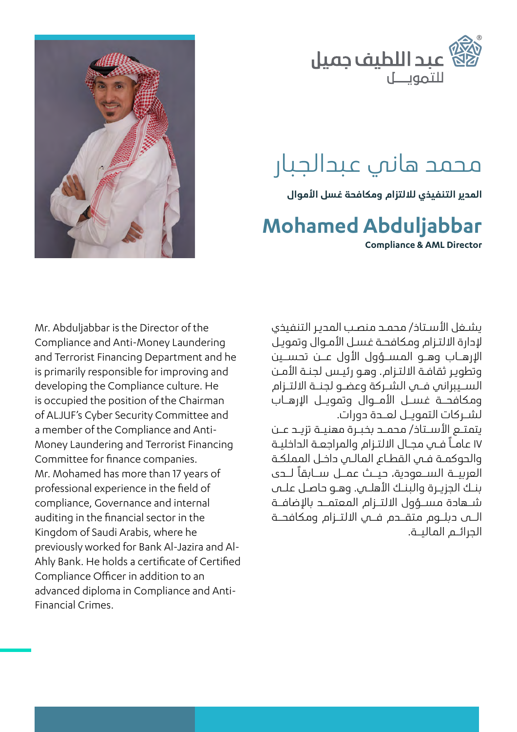عبد اللطيف جميل للتمويل

# محمد هاني عبدالجبار

**المدير التنفيذي للالتزام ومكافحة غسل الأموال**

# Mohamed Abduljabbar

**Compliance & AML Director**

يشغل الأستاذ/ محمد منصب المدير التنفيذي لإدارة الالتزام ومكافحة غسل الأموال وتمويل الإرهاب وهو المسؤول الأول عن تحسين وتطوير ثقافة الالتزام. وهو رئيس لجنة الأمن السيبراني في الشركة وعضو لجنة الالتزام ومكافحة غسل الأموال وتمويل الإرهاب لشركات التمويل لعدة دورات.

يتمتع الأستاذ/ محمد بخبرة مهنية تزيد عن ١٧ عاماً في مجال الالتزام والمراجعة الداخلية والحوكمة في القطاع المالي داخل المملكة العربية السعودية، حيث عمل سابقاً لدى بنك الجزيرة والبنك الأهلي. وهو حاصل على شهادة مسؤول الالتزام المعتمد بالإضافة الى دبلوم متقدم في الالتزام ومكافحة الجرائم المالية.

Mr. Abduljabbar is the Director of the Compliance and Anti-Money Laundering and Terrorist Financing Department and he is primarily responsible for improving and developing the Compliance culture. He is occupied the position of the Chairman of ALJUF's Cyber Security Committee and a member of the Compliance and Anti-Money Laundering and Terrorist Financing Committee for finance companies.

Mr. Mohamed has more than 17 years of professional experience in the field of compliance, Governance and internal auditing in the financial sector in the Kingdom of Saudi Arabia, where he previously worked for Bank Al-Jazira and Al-Ahly Bank. He holds a certificate of Certified Compliance Officer in addition to an advanced diploma in Compliance and Anti-Financial Crimes.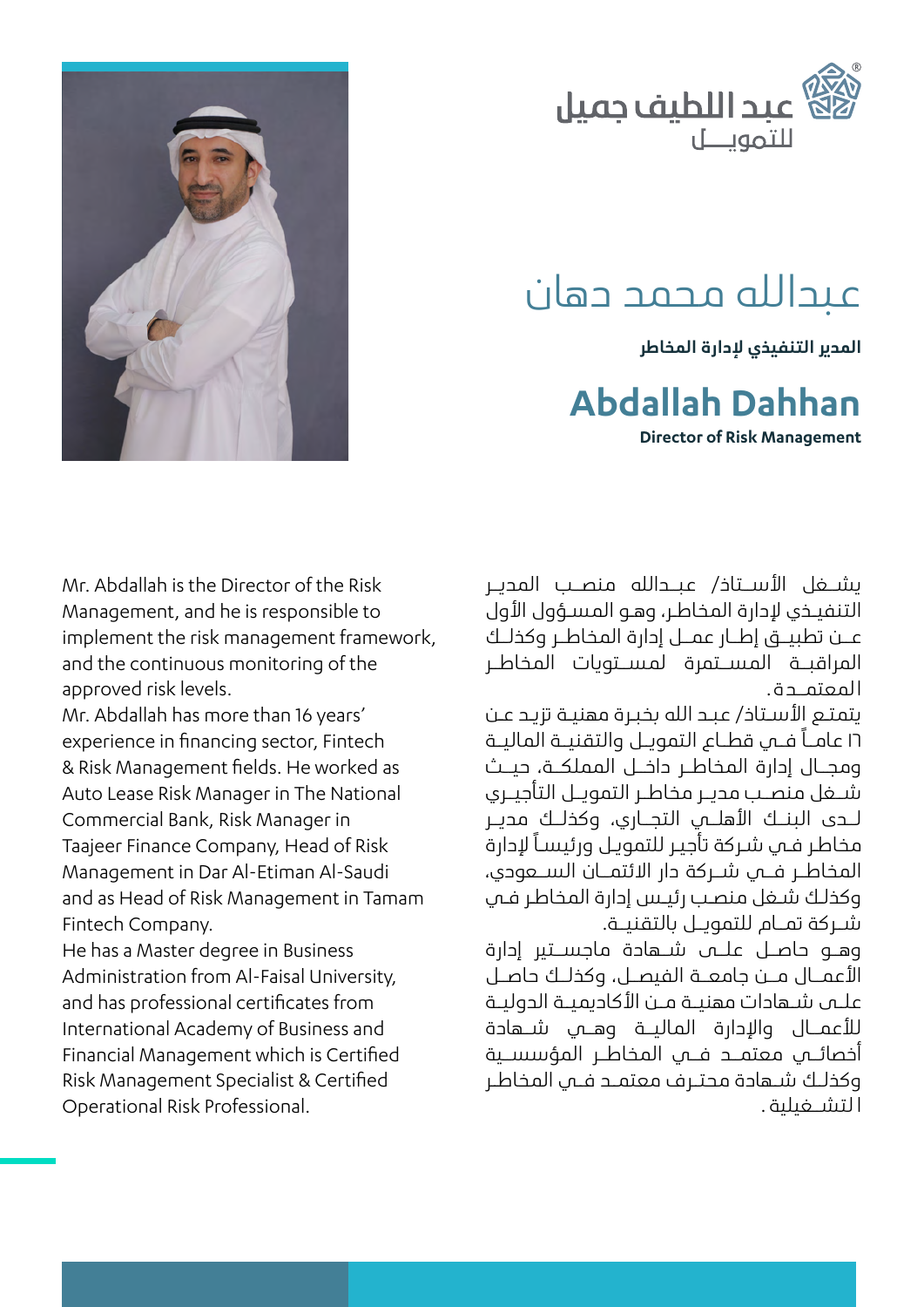عبد اللطيف جميل
للتمويـــل

# عبدالله محمد دهان

**المدير التنفيذي لإدارة المخاطر**

# Abdallah Dahhan

**Director of Risk Management**

Mr. Abdallah is the Director of the Risk Management, and he is responsible to implement the risk management framework, and the continuous monitoring of the approved risk levels.

Mr. Abdallah has more than 16 years' experience in financing sector, Fintech & Risk Management fields. He worked as Auto Lease Risk Manager in The National Commercial Bank, Risk Manager in Taajeer Finance Company, Head of Risk Management in Dar Al-Etiman Al-Saudi and as Head of Risk Management in Tamam Fintech Company.

He has a Master degree in Business Administration from Al-Faisal University, and has professional certificates from International Academy of Business and Financial Management which is Certified Risk Management Specialist & Certified Operational Risk Professional.

يشغل الأستاذ/ عبدالله منصب المدير التنفيذي لإدارة المخاطر، وهو المسؤول الأول عن تطبيق إطار عمل إدارة المخاطر وكذلك المراقبة المستمرة لمستويات المخاطر المعتمدة.

يتمتع الأستاذ/ عبد الله بخبرة مهنية تزيد عن ١٦ عاماً في قطاع التمويل والتقنية المالية ومجال إدارة المخاطر داخل المملكة، حيث شغل منصب مدير مخاطر التمويل التأجيري لدى البنك الأهلي التجاري، وكذلك مدير مخاطر في شركة تأجير للتمويل ورئيساً لإدارة المخاطر في شركة دار الائتمان السعودي، وكذلك شغل منصب رئيس إدارة المخاطر في شركة تمام للتمويل بالتقنية.

وهو حاصل على شهادة ماجستير إدارة الأعمال من جامعة الفيصل، وكذلك حاصل على شهادات مهنية من الأكاديمية الدولية للأعمال والإدارة المالية وهي شهادة أخصائي معتمد في المخاطر المؤسسية وكذلك شهادة محترف معتمد في المخاطر التشغيلية.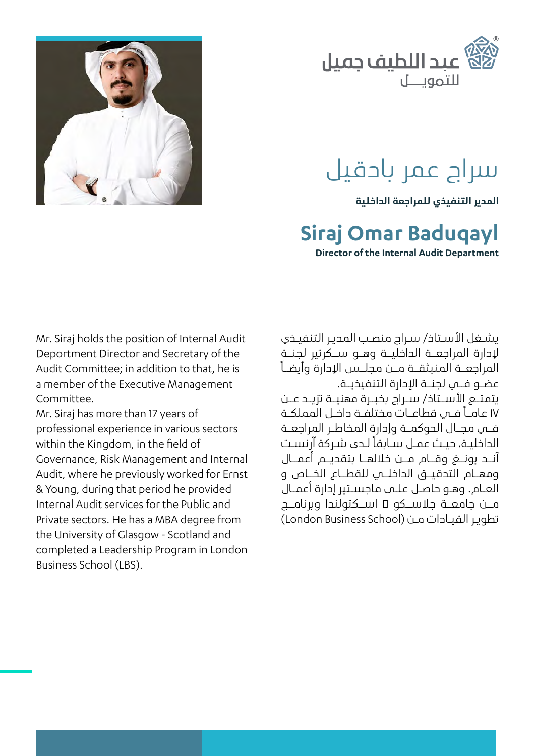عبد اللطيف جميل للتمويل

# سراج عمر بادقيل

**المدير التنفيذي للمراجعة الداخلية**

# Siraj Omar Baduqayl

**Director of the Internal Audit Department**

يشغل الأستاذ/ سراج منصب المدير التنفيذي لإدارة المراجعة الداخلية وهو سكرتير لجنة المراجعة المنبثقة من مجلس الإدارة وأيضاً عضو في لجنة الإدارة التنفيذية.
يتمتع الأستاذ/ سراج بخبرة مهنية تزيد عن ١٧ عاماً في قطاعات مختلفة داخل المملكة في مجال الحوكمة وإدارة المخاطر المراجعة الداخلية، حيث عمل سابقاً لدى شركة آرنست آند يونغ وقام من خلالها بتقديم أعمال ومهام التدقيق الداخلي للقطاع الخاص و العام. وهو حاصل على ماجستير إدارة أعمال من جامعة جلاسكو ‒ اسكتلندا وبرنامج تطوير القيادات من (London Business School)

Mr. Siraj holds the position of Internal Audit Deportment Director and Secretary of the Audit Committee; in addition to that, he is a member of the Executive Management Committee.
Mr. Siraj has more than 17 years of professional experience in various sectors within the Kingdom, in the field of Governance, Risk Management and Internal Audit, where he previously worked for Ernst & Young, during that period he provided Internal Audit services for the Public and Private sectors. He has a MBA degree from the University of Glasgow - Scotland and completed a Leadership Program in London Business School (LBS).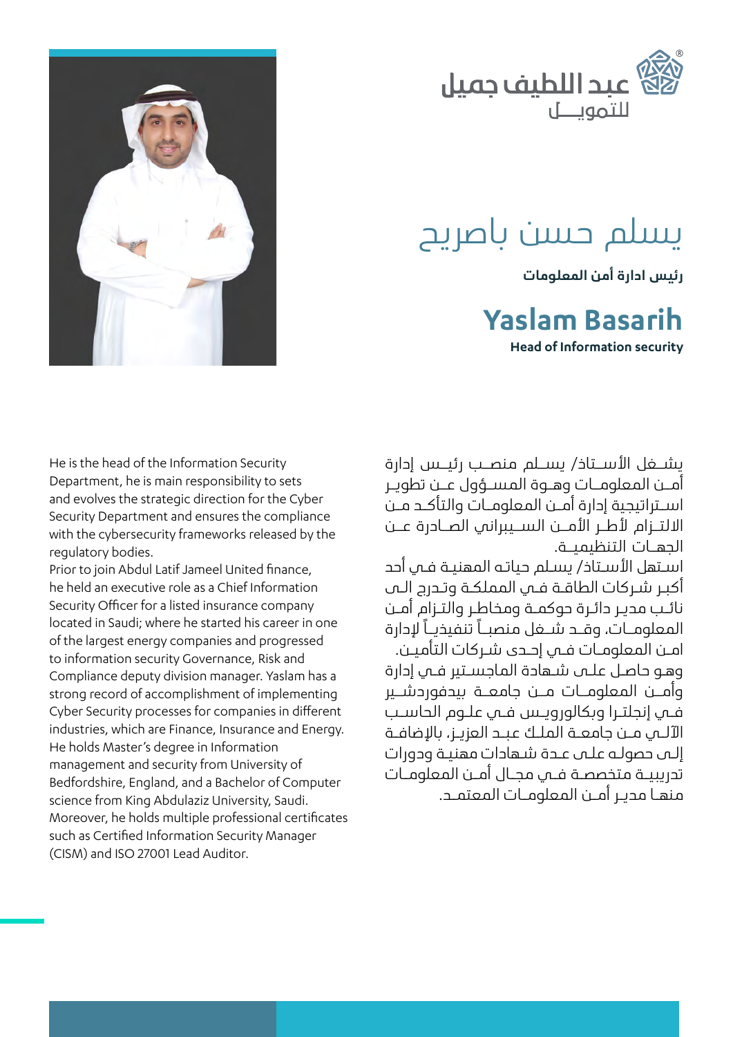عبد اللطيف جميل
للتمويـــل

# يسلم حسن باصريح

**رئيس ادارة أمن المعلومات**

# Yaslam Basarih

**Head of Information security**

يشـغل الأسـتاذ/ يسـلم منصـب رئيـس إدارة أمـن المعلومـات وهـوة المسـؤول عـن تطويـر اسـتراتيجية إدارة أمـن المعلومـات والتأكـد مـن الالتـزام لأطـر الأمـن السـيبراني الصـادرة عـن الجهـات التنظيميـة.
استهل الأسـتاذ/ يسلم حياته المهنية فـي أحد أكبـر شـركات الطاقـة فـي المملكـة وتـدرج الـى نائـب مديـر دائـرة حوكمـة ومخاطـر والتـزام أمـن المعلومـات، وقـد شـغل منصبـاً تنفيذيـاً لإدارة امـن المعلومـات فـي إحـدى شـركات التأميـن.
وهـو حاصـل علـى شـهادة الماجسـتير فـي إدارة وأمـن المعلومـات مـن جامعـة بيدفوردشـير فـي إنجلتـرا وبكالوريـس فـي علـوم الحاسـب الآلـي مـن جامعـة الملـك عبـد العزيـز. بالإضافـة إلـى حصولـه علـى عـدة شـهادات مهنيـة ودورات تدريبيـة متخصصـة فـي مجـال أمـن المعلومـات منهـا مديـر أمـن المعلومـات المعتمـد.

He is the head of the Information Security Department, he is main responsibility to sets and evolves the strategic direction for the Cyber Security Department and ensures the compliance with the cybersecurity frameworks released by the regulatory bodies.
Prior to join Abdul Latif Jameel United finance, he held an executive role as a Chief Information Security Officer for a listed insurance company located in Saudi; where he started his career in one of the largest energy companies and progressed to information security Governance, Risk and Compliance deputy division manager. Yaslam has a strong record of accomplishment of implementing Cyber Security processes for companies in different industries, which are Finance, Insurance and Energy. He holds Master's degree in Information management and security from University of Bedfordshire, England, and a Bachelor of Computer science from King Abdulaziz University, Saudi. Moreover, he holds multiple professional certificates such as Certified Information Security Manager (CISM) and ISO 27001 Lead Auditor.